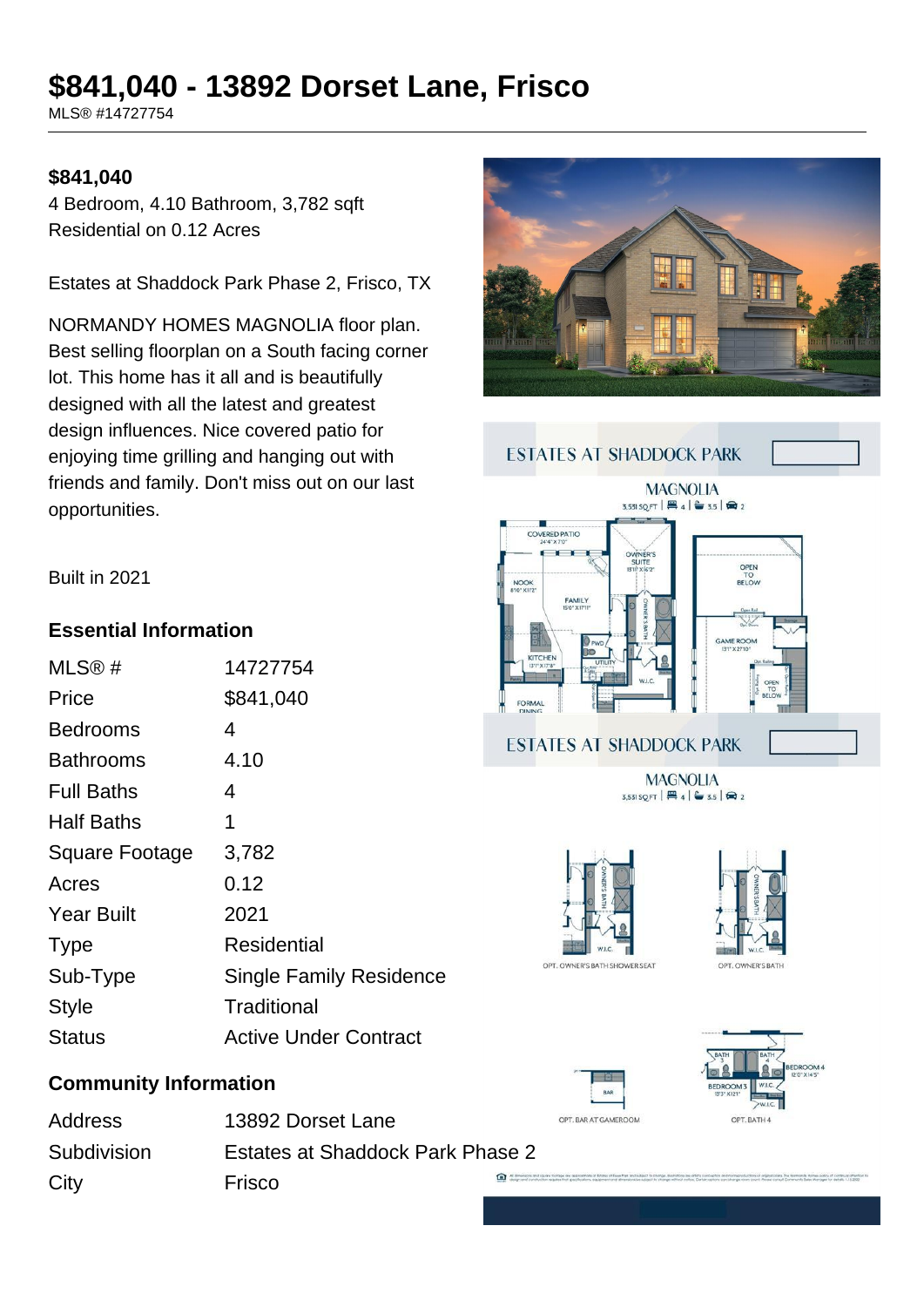# $841,040 - 13892 Dorset Lane, Frisco

MLS® #14727754

**$841,040**

4 Bedroom, 4.10 Bathroom, 3,782 sqft
Residential on 0.12 Acres

Estates at Shaddock Park Phase 2, Frisco, TX

NORMANDY HOMES MAGNOLIA floor plan. Best selling floorplan on a South facing corner lot. This home has it all and is beautifully designed with all the latest and greatest design influences. Nice covered patio for enjoying time grilling and hanging out with friends and family. Don't miss out on our last opportunities.

Built in 2021

## Essential Information

| | |
|---|---|
| MLS® # | 14727754 |
| Price | $841,040 |
| Bedrooms | 4 |
| Bathrooms | 4.10 |
| Full Baths | 4 |
| Half Baths | 1 |
| Square Footage | 3,782 |
| Acres | 0.12 |
| Year Built | 2021 |
| Type | Residential |
| Sub-Type | Single Family Residence |
| Style | Traditional |
| Status | Active Under Contract |

## Community Information

| | |
|---|---|
| Address | 13892 Dorset Lane |
| Subdivision | Estates at Shaddock Park Phase 2 |
| City | Frisco |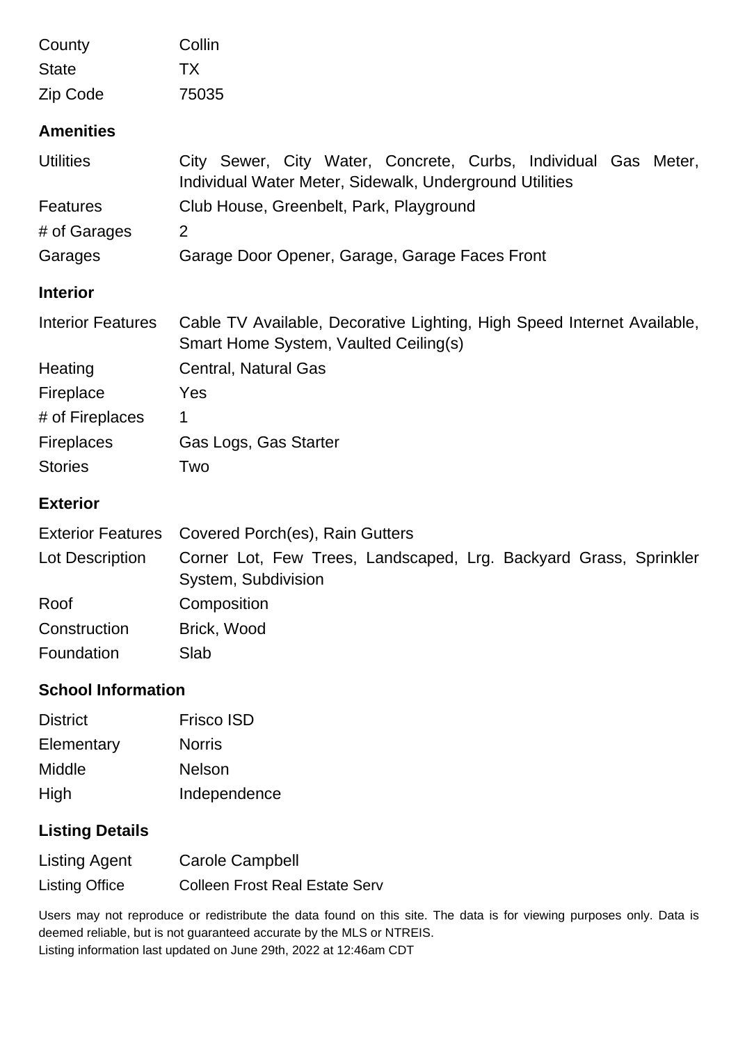| | |
|---|---|
| County | Collin |
| State | TX |
| Zip Code | 75035 |

## Amenities

| | |
|---|---|
| Utilities | City Sewer, City Water, Concrete, Curbs, Individual Gas Meter, Individual Water Meter, Sidewalk, Underground Utilities |
| Features | Club House, Greenbelt, Park, Playground |
| # of Garages | 2 |
| Garages | Garage Door Opener, Garage, Garage Faces Front |

## Interior

| | |
|---|---|
| Interior Features | Cable TV Available, Decorative Lighting, High Speed Internet Available, Smart Home System, Vaulted Ceiling(s) |
| Heating | Central, Natural Gas |
| Fireplace | Yes |
| # of Fireplaces | 1 |
| Fireplaces | Gas Logs, Gas Starter |
| Stories | Two |

## Exterior

| | |
|---|---|
| Exterior Features | Covered Porch(es), Rain Gutters |
| Lot Description | Corner Lot, Few Trees, Landscaped, Lrg. Backyard Grass, Sprinkler System, Subdivision |
| Roof | Composition |
| Construction | Brick, Wood |
| Foundation | Slab |

## School Information

| | |
|---|---|
| District | Frisco ISD |
| Elementary | Norris |
| Middle | Nelson |
| High | Independence |

## Listing Details

| | |
|---|---|
| Listing Agent | Carole Campbell |
| Listing Office | Colleen Frost Real Estate Serv |

Users may not reproduce or redistribute the data found on this site. The data is for viewing purposes only. Data is deemed reliable, but is not guaranteed accurate by the MLS or NTREIS.
Listing information last updated on June 29th, 2022 at 12:46am CDT